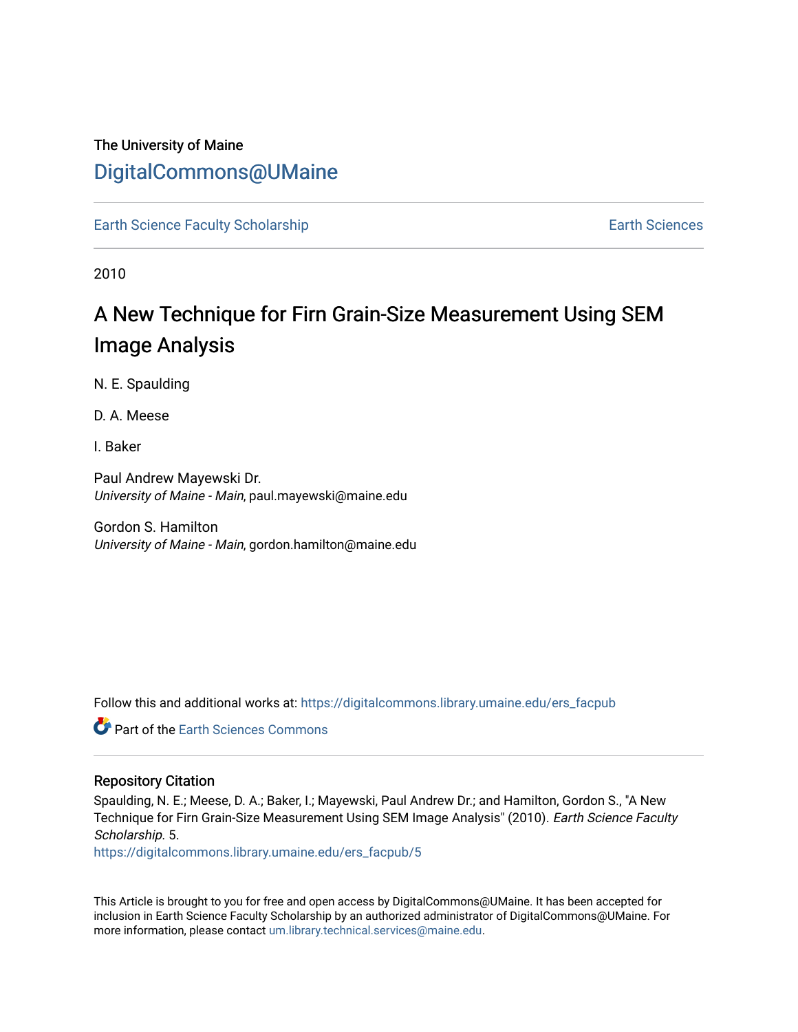The University of Maine

## DigitalCommons@UMaine

Earth Science Faculty Scholarship | Earth Sciences

2010

# A New Technique for Firn Grain-Size Measurement Using SEM Image Analysis

N. E. Spaulding

D. A. Meese

I. Baker

Paul Andrew Mayewski Dr.
*University of Maine - Main*, paul.mayewski@maine.edu

Gordon S. Hamilton
*University of Maine - Main*, gordon.hamilton@maine.edu

Follow this and additional works at: https://digitalcommons.library.umaine.edu/ers_facpub

Part of the Earth Sciences Commons

### Repository Citation

Spaulding, N. E.; Meese, D. A.; Baker, I.; Mayewski, Paul Andrew Dr.; and Hamilton, Gordon S., "A New Technique for Firn Grain-Size Measurement Using SEM Image Analysis" (2010). *Earth Science Faculty Scholarship*. 5.
https://digitalcommons.library.umaine.edu/ers_facpub/5

This Article is brought to you for free and open access by DigitalCommons@UMaine. It has been accepted for inclusion in Earth Science Faculty Scholarship by an authorized administrator of DigitalCommons@UMaine. For more information, please contact um.library.technical.services@maine.edu.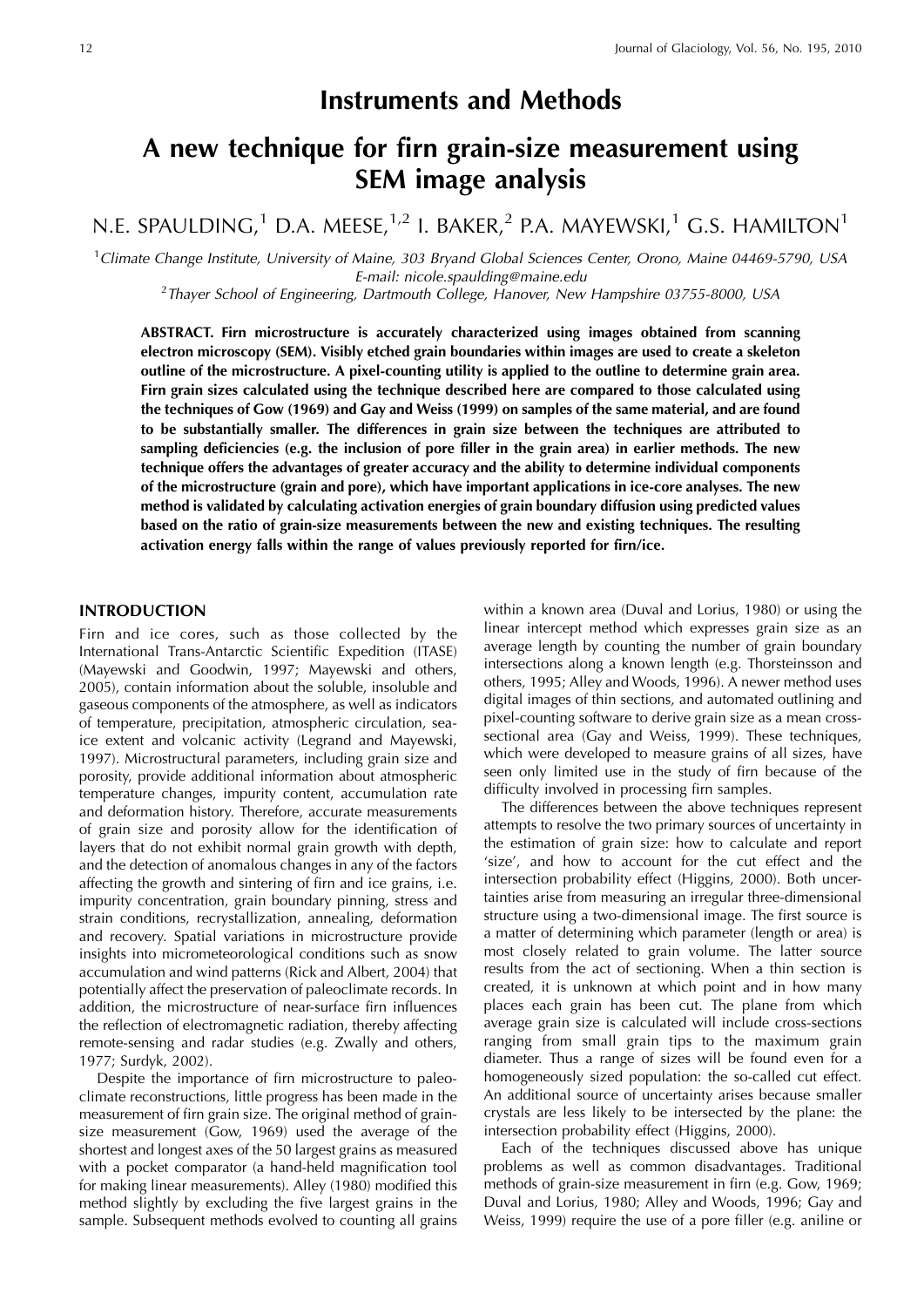# Instruments and Methods

# A new technique for firn grain-size measurement using SEM image analysis

N.E. SPAULDING,[1] D.A. MEESE,[1,2] I. BAKER,[2] P.A. MAYEWSKI,[1] G.S. HAMILTON[1]

[1]*Climate Change Institute, University of Maine, 303 Bryand Global Sciences Center, Orono, Maine 04469-5790, USA*
*E-mail: nicole.spaulding@maine.edu*
[2]*Thayer School of Engineering, Dartmouth College, Hanover, New Hampshire 03755-8000, USA*

**ABSTRACT. Firn microstructure is accurately characterized using images obtained from scanning electron microscopy (SEM). Visibly etched grain boundaries within images are used to create a skeleton outline of the microstructure. A pixel-counting utility is applied to the outline to determine grain area. Firn grain sizes calculated using the technique described here are compared to those calculated using the techniques of Gow (1969) and Gay and Weiss (1999) on samples of the same material, and are found to be substantially smaller. The differences in grain size between the techniques are attributed to sampling deficiencies (e.g. the inclusion of pore filler in the grain area) in earlier methods. The new technique offers the advantages of greater accuracy and the ability to determine individual components of the microstructure (grain and pore), which have important applications in ice-core analyses. The new method is validated by calculating activation energies of grain boundary diffusion using predicted values based on the ratio of grain-size measurements between the new and existing techniques. The resulting activation energy falls within the range of values previously reported for firn/ice.**

## INTRODUCTION

Firn and ice cores, such as those collected by the International Trans-Antarctic Scientific Expedition (ITASE) (Mayewski and Goodwin, 1997; Mayewski and others, 2005), contain information about the soluble, insoluble and gaseous components of the atmosphere, as well as indicators of temperature, precipitation, atmospheric circulation, sea-ice extent and volcanic activity (Legrand and Mayewski, 1997). Microstructural parameters, including grain size and porosity, provide additional information about atmospheric temperature changes, impurity content, accumulation rate and deformation history. Therefore, accurate measurements of grain size and porosity allow for the identification of layers that do not exhibit normal grain growth with depth, and the detection of anomalous changes in any of the factors affecting the growth and sintering of firn and ice grains, i.e. impurity concentration, grain boundary pinning, stress and strain conditions, recrystallization, annealing, deformation and recovery. Spatial variations in microstructure provide insights into micrometeorological conditions such as snow accumulation and wind patterns (Rick and Albert, 2004) that potentially affect the preservation of paleoclimate records. In addition, the microstructure of near-surface firn influences the reflection of electromagnetic radiation, thereby affecting remote-sensing and radar studies (e.g. Zwally and others, 1977; Surdyk, 2002).

Despite the importance of firn microstructure to paleoclimate reconstructions, little progress has been made in the measurement of firn grain size. The original method of grain-size measurement (Gow, 1969) used the average of the shortest and longest axes of the 50 largest grains as measured with a pocket comparator (a hand-held magnification tool for making linear measurements). Alley (1980) modified this method slightly by excluding the five largest grains in the sample. Subsequent methods evolved to counting all grains within a known area (Duval and Lorius, 1980) or using the linear intercept method which expresses grain size as an average length by counting the number of grain boundary intersections along a known length (e.g. Thorsteinsson and others, 1995; Alley and Woods, 1996). A newer method uses digital images of thin sections, and automated outlining and pixel-counting software to derive grain size as a mean cross-sectional area (Gay and Weiss, 1999). These techniques, which were developed to measure grains of all sizes, have seen only limited use in the study of firn because of the difficulty involved in processing firn samples.

The differences between the above techniques represent attempts to resolve the two primary sources of uncertainty in the estimation of grain size: how to calculate and report 'size', and how to account for the cut effect and the intersection probability effect (Higgins, 2000). Both uncertainties arise from measuring an irregular three-dimensional structure using a two-dimensional image. The first source is a matter of determining which parameter (length or area) is most closely related to grain volume. The latter source results from the act of sectioning. When a thin section is created, it is unknown at which point and in how many places each grain has been cut. The plane from which average grain size is calculated will include cross-sections ranging from small grain tips to the maximum grain diameter. Thus a range of sizes will be found even for a homogeneously sized population: the so-called cut effect. An additional source of uncertainty arises because smaller crystals are less likely to be intersected by the plane: the intersection probability effect (Higgins, 2000).

Each of the techniques discussed above has unique problems as well as common disadvantages. Traditional methods of grain-size measurement in firn (e.g. Gow, 1969; Duval and Lorius, 1980; Alley and Woods, 1996; Gay and Weiss, 1999) require the use of a pore filler (e.g. aniline or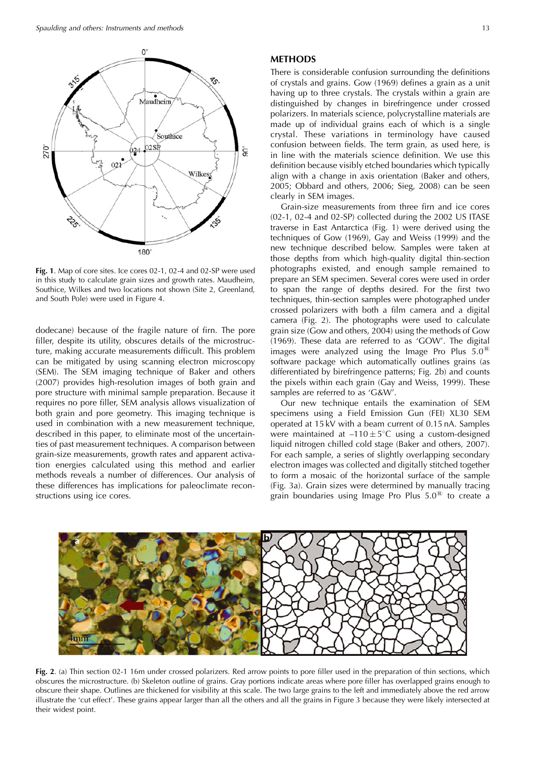**Fig. 1**. Map of core sites. Ice cores 02-1, 02-4 and 02-SP were used in this study to calculate grain sizes and growth rates. Maudheim, Southice, Wilkes and two locations not shown (Site 2, Greenland, and South Pole) were used in Figure 4.

dodecane) because of the fragile nature of firn. The pore filler, despite its utility, obscures details of the microstructure, making accurate measurements difficult. This problem can be mitigated by using scanning electron microscopy (SEM). The SEM imaging technique of Baker and others (2007) provides high-resolution images of both grain and pore structure with minimal sample preparation. Because it requires no pore filler, SEM analysis allows visualization of both grain and pore geometry. This imaging technique is used in combination with a new measurement technique, described in this paper, to eliminate most of the uncertainties of past measurement techniques. A comparison between grain-size measurements, growth rates and apparent activation energies calculated using this method and earlier methods reveals a number of differences. Our analysis of these differences has implications for paleoclimate reconstructions using ice cores.

## METHODS

There is considerable confusion surrounding the definitions of crystals and grains. Gow (1969) defines a grain as a unit having up to three crystals. The crystals within a grain are distinguished by changes in birefringence under crossed polarizers. In materials science, polycrystalline materials are made up of individual grains each of which is a single crystal. These variations in terminology have caused confusion between fields. The term grain, as used here, is in line with the materials science definition. We use this definition because visibly etched boundaries which typically align with a change in axis orientation (Baker and others, 2005; Obbard and others, 2006; Sieg, 2008) can be seen clearly in SEM images.

Grain-size measurements from three firn and ice cores (02-1, 02-4 and 02-SP) collected during the 2002 US ITASE traverse in East Antarctica (Fig. 1) were derived using the techniques of Gow (1969), Gay and Weiss (1999) and the new technique described below. Samples were taken at those depths from which high-quality digital thin-section photographs existed, and enough sample remained to prepare an SEM specimen. Several cores were used in order to span the range of depths desired. For the first two techniques, thin-section samples were photographed under crossed polarizers with both a film camera and a digital camera (Fig. 2). The photographs were used to calculate grain size (Gow and others, 2004) using the methods of Gow (1969). These data are referred to as 'GOW'. The digital images were analyzed using the Image Pro Plus 5.0® software package which automatically outlines grains (as differentiated by birefringence patterns; Fig. 2b) and counts the pixels within each grain (Gay and Weiss, 1999). These samples are referred to as 'G&W'.

Our new technique entails the examination of SEM specimens using a Field Emission Gun (FEI) XL30 SEM operated at 15 kV with a beam current of 0.15 nA. Samples were maintained at $-110 \pm 5^{\circ}$C using a custom-designed liquid nitrogen chilled cold stage (Baker and others, 2007). For each sample, a series of slightly overlapping secondary electron images was collected and digitally stitched together to form a mosaic of the horizontal surface of the sample (Fig. 3a). Grain sizes were determined by manually tracing grain boundaries using Image Pro Plus 5.0® to create a

**Fig. 2**. (a) Thin section 02-1 16m under crossed polarizers. Red arrow points to pore filler used in the preparation of thin sections, which obscures the microstructure. (b) Skeleton outline of grains. Gray portions indicate areas where pore filler has overlapped grains enough to obscure their shape. Outlines are thickened for visibility at this scale. The two large grains to the left and immediately above the red arrow illustrate the 'cut effect'. These grains appear larger than all the others and all the grains in Figure 3 because they were likely intersected at their widest point.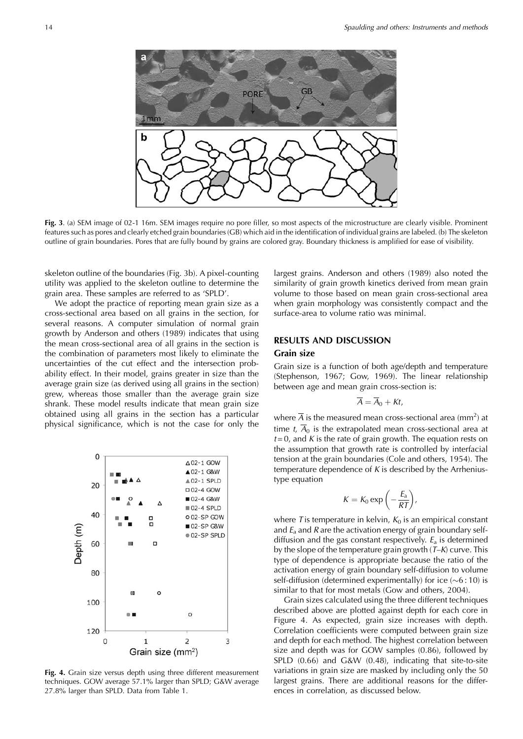**Fig. 3**. (a) SEM image of 02-1 16m. SEM images require no pore filler, so most aspects of the microstructure are clearly visible. Prominent features such as pores and clearly etched grain boundaries (GB) which aid in the identification of individual grains are labeled. (b) The skeleton outline of grain boundaries. Pores that are fully bound by grains are colored gray. Boundary thickness is amplified for ease of visibility.

skeleton outline of the boundaries (Fig. 3b). A pixel-counting utility was applied to the skeleton outline to determine the grain area. These samples are referred to as 'SPLD'.

We adopt the practice of reporting mean grain size as a cross-sectional area based on all grains in the section, for several reasons. A computer simulation of normal grain growth by Anderson and others (1989) indicates that using the mean cross-sectional area of all grains in the section is the combination of parameters most likely to eliminate the uncertainties of the cut effect and the intersection probability effect. In their model, grains greater in size than the average grain size (as derived using all grains in the section) grew, whereas those smaller than the average grain size shrank. These model results indicate that mean grain size obtained using all grains in the section has a particular physical significance, which is not the case for only the largest grains. Anderson and others (1989) also noted the similarity of grain growth kinetics derived from mean grain volume to those based on mean grain cross-sectional area when grain morphology was consistently compact and the surface-area to volume ratio was minimal.

**Fig. 4.** Grain size versus depth using three different measurement techniques. GOW average 57.1% larger than SPLD; G&W average 27.8% larger than SPLD. Data from Table 1.

## RESULTS AND DISCUSSION

### Grain size

Grain size is a function of both age/depth and temperature (Stephenson, 1967; Gow, 1969). The linear relationship between age and mean grain cross-section is:

$$\overline{A} = \overline{A}_0 + Kt,$$

where $\overline{A}$ is the measured mean cross-sectional area (mm$^2$) at time $t$, $\overline{A}_0$ is the extrapolated mean cross-sectional area at $t = 0$, and $K$ is the rate of grain growth. The equation rests on the assumption that growth rate is controlled by interfacial tension at the grain boundaries (Cole and others, 1954). The temperature dependence of $K$ is described by the Arrhenius-type equation

$$K = K_0 \exp\left(-\frac{E_a}{RT}\right),$$

where $T$ is temperature in kelvin, $K_0$ is an empirical constant and $E_a$ and $R$ are the activation energy of grain boundary self-diffusion and the gas constant respectively. $E_a$ is determined by the slope of the temperature grain growth ($T$–$K$) curve. This type of dependence is appropriate because the ratio of the activation energy of grain boundary self-diffusion to volume self-diffusion (determined experimentally) for ice (~6 : 10) is similar to that for most metals (Gow and others, 2004).

Grain sizes calculated using the three different techniques described above are plotted against depth for each core in Figure 4. As expected, grain size increases with depth. Correlation coefficients were computed between grain size and depth for each method. The highest correlation between size and depth was for GOW samples (0.86), followed by SPLD (0.66) and G&W (0.48), indicating that site-to-site variations in grain size are masked by including only the 50 largest grains. There are additional reasons for the differences in correlation, as discussed below.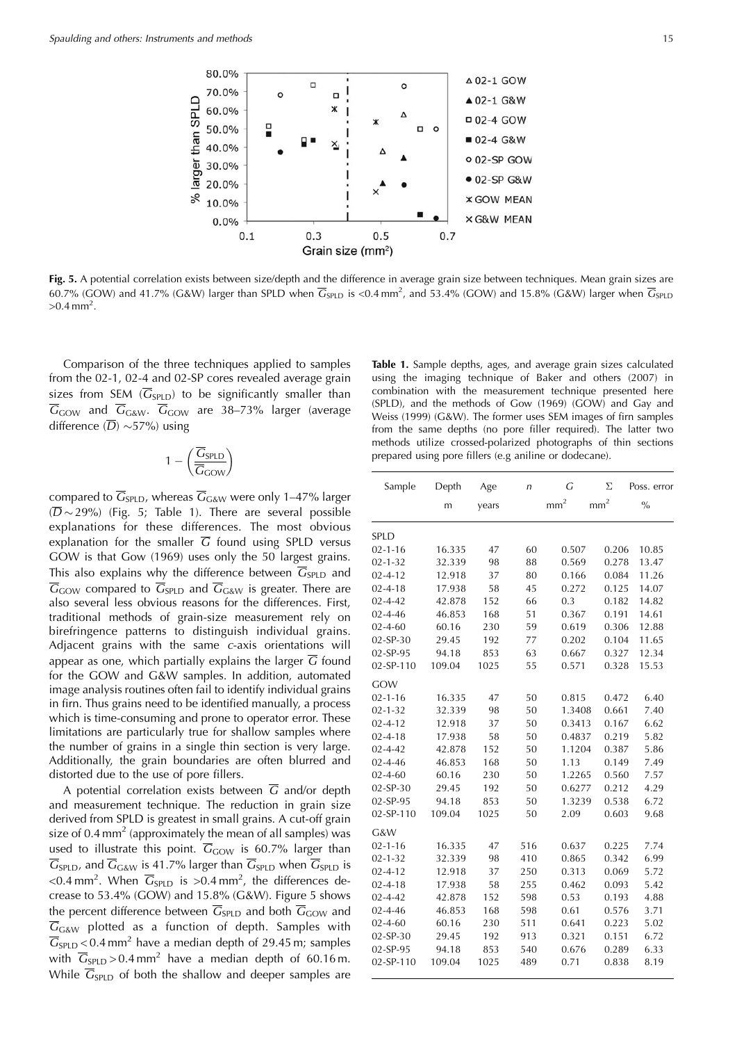**Fig. 5.** A potential correlation exists between size/depth and the difference in average grain size between techniques. Mean grain sizes are 60.7% (GOW) and 41.7% (G&W) larger than SPLD when $\overline{G}_{SPLD}$ is <0.4 mm$^2$, and 53.4% (GOW) and 15.8% (G&W) larger when $\overline{G}_{SPLD}$ >0.4 mm$^2$.

Comparison of the three techniques applied to samples from the 02-1, 02-4 and 02-SP cores revealed average grain sizes from SEM ($\overline{G}_{SPLD}$) to be significantly smaller than $\overline{G}_{GOW}$ and $\overline{G}_{G\&W}$. $\overline{G}_{GOW}$ are 38–73% larger (average difference ($\overline{D}$) ~57%) using

$$1 - \left(\frac{\overline{G}_{SPLD}}{\overline{G}_{GOW}}\right)$$

compared to $\overline{G}_{SPLD}$, whereas $\overline{G}_{G\&W}$ were only 1–47% larger ($\overline{D}$ ~ 29%) (Fig. 5; Table 1). There are several possible explanations for these differences. The most obvious explanation for the smaller $\overline{G}$ found using SPLD versus GOW is that Gow (1969) uses only the 50 largest grains. This also explains why the difference between $\overline{G}_{SPLD}$ and $\overline{G}_{GOW}$ compared to $\overline{G}_{SPLD}$ and $\overline{G}_{G\&W}$ is greater. There are also several less obvious reasons for the differences. First, traditional methods of grain-size measurement rely on birefringence patterns to distinguish individual grains. Adjacent grains with the same *c*-axis orientations will appear as one, which partially explains the larger $\overline{G}$ found for the GOW and G&W samples. In addition, automated image analysis routines often fail to identify individual grains in firn. Thus grains need to be identified manually, a process which is time-consuming and prone to operator error. These limitations are particularly true for shallow samples where the number of grains in a single thin section is very large. Additionally, the grain boundaries are often blurred and distorted due to the use of pore fillers.

A potential correlation exists between $\overline{G}$ and/or depth and measurement technique. The reduction in grain size derived from SPLD is greatest in small grains. A cut-off grain size of 0.4 mm$^2$ (approximately the mean of all samples) was used to illustrate this point. $\overline{G}_{GOW}$ is 60.7% larger than $\overline{G}_{SPLD}$, and $\overline{G}_{G\&W}$ is 41.7% larger than $\overline{G}_{SPLD}$ when $\overline{G}_{SPLD}$ is <0.4 mm$^2$. When $\overline{G}_{SPLD}$ is >0.4 mm$^2$, the differences decrease to 53.4% (GOW) and 15.8% (G&W). Figure 5 shows the percent difference between $\overline{G}_{SPLD}$ and both $\overline{G}_{GOW}$ and $\overline{G}_{G\&W}$ plotted as a function of depth. Samples with $\overline{G}_{SPLD}$ < 0.4 mm$^2$ have a median depth of 29.45 m; samples with $\overline{G}_{SPLD}$ > 0.4 mm$^2$ have a median depth of 60.16 m. While $\overline{G}_{SPLD}$ of both the shallow and deeper samples are

**Table 1.** Sample depths, ages, and average grain sizes calculated using the imaging technique of Baker and others (2007) in combination with the measurement technique presented here (SPLD), and the methods of Gow (1969) (GOW) and Gay and Weiss (1999) (G&W). The former uses SEM images of firn samples from the same depths (no pore filler required). The latter two methods utilize crossed-polarized photographs of thin sections prepared using pore fillers (e.g aniline or dodecane).

| Sample | Depth | Age | $n$ | $G$ | $\Sigma$ | Poss. error |
|---|---|---|---|---|---|---|
| | m | years | | mm$^2$ | mm$^2$ | % |
| **SPLD** | | | | | | |
| 02-1-16 | 16.335 | 47 | 60 | 0.507 | 0.206 | 10.85 |
| 02-1-32 | 32.339 | 98 | 88 | 0.569 | 0.278 | 13.47 |
| 02-4-12 | 12.918 | 37 | 80 | 0.166 | 0.084 | 11.26 |
| 02-4-18 | 17.938 | 58 | 45 | 0.272 | 0.125 | 14.07 |
| 02-4-42 | 42.878 | 152 | 66 | 0.3 | 0.182 | 14.82 |
| 02-4-46 | 46.853 | 168 | 51 | 0.367 | 0.191 | 14.61 |
| 02-4-60 | 60.16 | 230 | 59 | 0.619 | 0.306 | 12.88 |
| 02-SP-30 | 29.45 | 192 | 77 | 0.202 | 0.104 | 11.65 |
| 02-SP-95 | 94.18 | 853 | 63 | 0.667 | 0.327 | 12.34 |
| 02-SP-110 | 109.04 | 1025 | 55 | 0.571 | 0.328 | 15.53 |
| **GOW** | | | | | | |
| 02-1-16 | 16.335 | 47 | 50 | 0.815 | 0.472 | 6.40 |
| 02-1-32 | 32.339 | 98 | 50 | 1.3408 | 0.661 | 7.40 |
| 02-4-12 | 12.918 | 37 | 50 | 0.3413 | 0.167 | 6.62 |
| 02-4-18 | 17.938 | 58 | 50 | 0.4837 | 0.219 | 5.82 |
| 02-4-42 | 42.878 | 152 | 50 | 1.1204 | 0.387 | 5.86 |
| 02-4-46 | 46.853 | 168 | 50 | 1.13 | 0.149 | 7.49 |
| 02-4-60 | 60.16 | 230 | 50 | 1.2265 | 0.560 | 7.57 |
| 02-SP-30 | 29.45 | 192 | 50 | 0.6277 | 0.212 | 4.29 |
| 02-SP-95 | 94.18 | 853 | 50 | 1.3239 | 0.538 | 6.72 |
| 02-SP-110 | 109.04 | 1025 | 50 | 2.09 | 0.603 | 9.68 |
| **G&W** | | | | | | |
| 02-1-16 | 16.335 | 47 | 516 | 0.637 | 0.225 | 7.74 |
| 02-1-32 | 32.339 | 98 | 410 | 0.865 | 0.342 | 6.99 |
| 02-4-12 | 12.918 | 37 | 250 | 0.313 | 0.069 | 5.72 |
| 02-4-18 | 17.938 | 58 | 255 | 0.462 | 0.093 | 5.42 |
| 02-4-42 | 42.878 | 152 | 598 | 0.53 | 0.193 | 4.88 |
| 02-4-46 | 46.853 | 168 | 598 | 0.61 | 0.576 | 3.71 |
| 02-4-60 | 60.16 | 230 | 511 | 0.641 | 0.223 | 5.02 |
| 02-SP-30 | 29.45 | 192 | 913 | 0.321 | 0.151 | 6.72 |
| 02-SP-95 | 94.18 | 853 | 540 | 0.676 | 0.289 | 6.33 |
| 02-SP-110 | 109.04 | 1025 | 489 | 0.71 | 0.838 | 8.19 |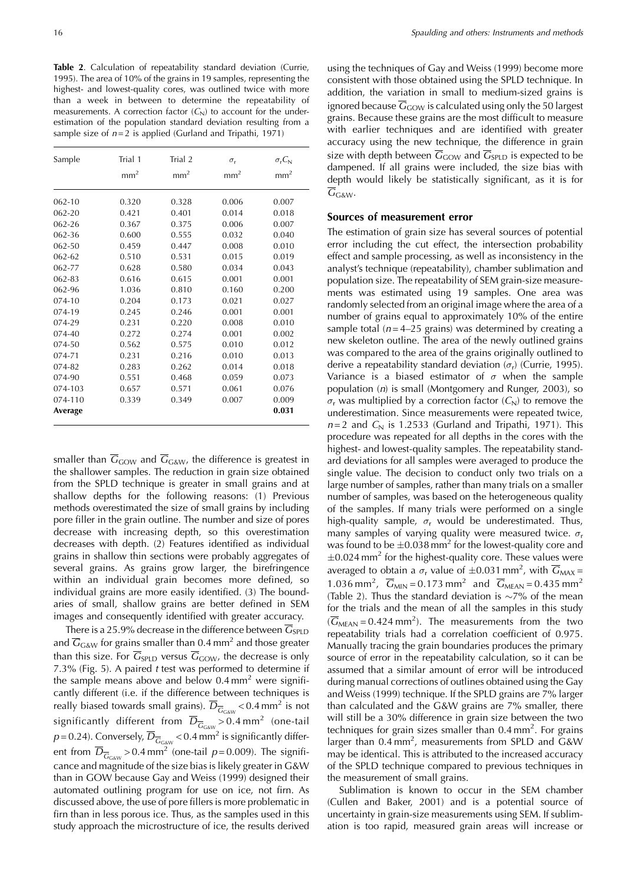**Table 2**. Calculation of repeatability standard deviation (Currie, 1995). The area of 10% of the grains in 19 samples, representing the highest- and lowest-quality cores, was outlined twice with more than a week in between to determine the repeatability of measurements. A correction factor ($C_N$) to account for the underestimation of the population standard deviation resulting from a sample size of $n=2$ is applied (Gurland and Tripathi, 1971)

| Sample | Trial 1 | Trial 2 | $\sigma_r$ | $\sigma_r C_N$ |
|---|---|---|---|---|
| | mm$^2$ | mm$^2$ | mm$^2$ | mm$^2$ |
| 062-10 | 0.320 | 0.328 | 0.006 | 0.007 |
| 062-20 | 0.421 | 0.401 | 0.014 | 0.018 |
| 062-26 | 0.367 | 0.375 | 0.006 | 0.007 |
| 062-36 | 0.600 | 0.555 | 0.032 | 0.040 |
| 062-50 | 0.459 | 0.447 | 0.008 | 0.010 |
| 062-62 | 0.510 | 0.531 | 0.015 | 0.019 |
| 062-77 | 0.628 | 0.580 | 0.034 | 0.043 |
| 062-83 | 0.616 | 0.615 | 0.001 | 0.001 |
| 062-96 | 1.036 | 0.810 | 0.160 | 0.200 |
| 074-10 | 0.204 | 0.173 | 0.021 | 0.027 |
| 074-19 | 0.245 | 0.246 | 0.001 | 0.001 |
| 074-29 | 0.231 | 0.220 | 0.008 | 0.010 |
| 074-40 | 0.272 | 0.274 | 0.001 | 0.002 |
| 074-50 | 0.562 | 0.575 | 0.010 | 0.012 |
| 074-71 | 0.231 | 0.216 | 0.010 | 0.013 |
| 074-82 | 0.283 | 0.262 | 0.014 | 0.018 |
| 074-90 | 0.551 | 0.468 | 0.059 | 0.073 |
| 074-103 | 0.657 | 0.571 | 0.061 | 0.076 |
| 074-110 | 0.339 | 0.349 | 0.007 | 0.009 |
| **Average** | | | | **0.031** |

smaller than $\overline{G}_{\mathrm{GOW}}$ and $\overline{G}_{\mathrm{G\&W}}$, the difference is greatest in the shallower samples. The reduction in grain size obtained from the SPLD technique is greater in small grains and at shallow depths for the following reasons: (1) Previous methods overestimated the size of small grains by including pore filler in the grain outline. The number and size of pores decrease with increasing depth, so this overestimation decreases with depth. (2) Features identified as individual grains in shallow thin sections were probably aggregates of several grains. As grains grow larger, the birefringence within an individual grain becomes more defined, so individual grains are more easily identified. (3) The boundaries of small, shallow grains are better defined in SEM images and consequently identified with greater accuracy.

There is a 25.9% decrease in the difference between $\overline{G}_{\mathrm{SPLD}}$ and $\overline{G}_{\mathrm{G\&W}}$ for grains smaller than 0.4 mm$^2$ and those greater than this size. For $\overline{G}_{\mathrm{SPLD}}$ versus $\overline{G}_{\mathrm{GOW}}$, the decrease is only 7.3% (Fig. 5). A paired *t* test was performed to determine if the sample means above and below 0.4 mm$^2$ were significantly different (i.e. if the difference between techniques is really biased towards small grains). $\overline{D}_{\overline{G}_{\mathrm{G\&W}}} < 0.4\,\mathrm{mm}^2$ is not significantly different from $\overline{D}_{\overline{G}_{\mathrm{G\&W}}} > 0.4\,\mathrm{mm}^2$ (one-tail $p=0.24$). Conversely, $\overline{D}_{\overline{G}_{\mathrm{G\&W}}} < 0.4\,\mathrm{mm}^2$ is significantly different from $\overline{D}_{\overline{G}_{\mathrm{G\&W}}} > 0.4\,\mathrm{mm}^2$ (one-tail $p=0.009$). The significance and magnitude of the size bias is likely greater in G&W than in GOW because Gay and Weiss (1999) designed their automated outlining program for use on ice, not firn. As discussed above, the use of pore fillers is more problematic in firn than in less porous ice. Thus, as the samples used in this study approach the microstructure of ice, the results derived using the techniques of Gay and Weiss (1999) become more consistent with those obtained using the SPLD technique. In addition, the variation in small to medium-sized grains is ignored because $\overline{G}_{\mathrm{GOW}}$ is calculated using only the 50 largest grains. Because these grains are the most difficult to measure with earlier techniques and are identified with greater accuracy using the new technique, the difference in grain size with depth between $\overline{G}_{\mathrm{GOW}}$ and $\overline{G}_{\mathrm{SPLD}}$ is expected to be dampened. If all grains were included, the size bias with depth would likely be statistically significant, as it is for $\overline{G}_{\mathrm{G\&W}}$.

### Sources of measurement error

The estimation of grain size has several sources of potential error including the cut effect, the intersection probability effect and sample processing, as well as inconsistency in the analyst's technique (repeatability), chamber sublimation and population size. The repeatability of SEM grain-size measurements was estimated using 19 samples. One area was randomly selected from an original image where the area of a number of grains equal to approximately 10% of the entire sample total ($n=4$–25 grains) was determined by creating a new skeleton outline. The area of the newly outlined grains was compared to the area of the grains originally outlined to derive a repeatability standard deviation ($\sigma_r$) (Currie, 1995). Variance is a biased estimator of $\sigma$ when the sample population ($n$) is small (Montgomery and Runger, 2003), so $\sigma_r$ was multiplied by a correction factor ($C_N$) to remove the underestimation. Since measurements were repeated twice, $n=2$ and $C_N$ is 1.2533 (Gurland and Tripathi, 1971). This procedure was repeated for all depths in the cores with the highest- and lowest-quality samples. The repeatability standard deviations for all samples were averaged to produce the single value. The decision to conduct only two trials on a large number of samples, rather than many trials on a smaller number of samples, was based on the heterogeneous quality of the samples. If many trials were performed on a single high-quality sample, $\sigma_r$ would be underestimated. Thus, many samples of varying quality were measured twice. $\sigma_r$ was found to be $\pm 0.038\,\mathrm{mm}^2$ for the lowest-quality core and $\pm 0.024\,\mathrm{mm}^2$ for the highest-quality core. These values were averaged to obtain a $\sigma_r$ value of $\pm 0.031\,\mathrm{mm}^2$, with $\overline{G}_{\mathrm{MAX}} = 1.036\,\mathrm{mm}^2$, $\overline{G}_{\mathrm{MIN}} = 0.173\,\mathrm{mm}^2$ and $\overline{G}_{\mathrm{MEAN}} = 0.435\,\mathrm{mm}^2$ (Table 2). Thus the standard deviation is ~7% of the mean for the trials and the mean of all the samples in this study ($\overline{G}_{\mathrm{MEAN}} = 0.424\,\mathrm{mm}^2$). The measurements from the two repeatability trials had a correlation coefficient of 0.975. Manually tracing the grain boundaries produces the primary source of error in the repeatability calculation, so it can be assumed that a similar amount of error will be introduced during manual corrections of outlines obtained using the Gay and Weiss (1999) technique. If the SPLD grains are 7% larger than calculated and the G&W grains are 7% smaller, there will still be a 30% difference in grain size between the two techniques for grain sizes smaller than 0.4 mm$^2$. For grains larger than 0.4 mm$^2$, measurements from SPLD and G&W may be identical. This is attributed to the increased accuracy of the SPLD technique compared to previous techniques in the measurement of small grains.

Sublimation is known to occur in the SEM chamber (Cullen and Baker, 2001) and is a potential source of uncertainty in grain-size measurements using SEM. If sublimation is too rapid, measured grain areas will increase or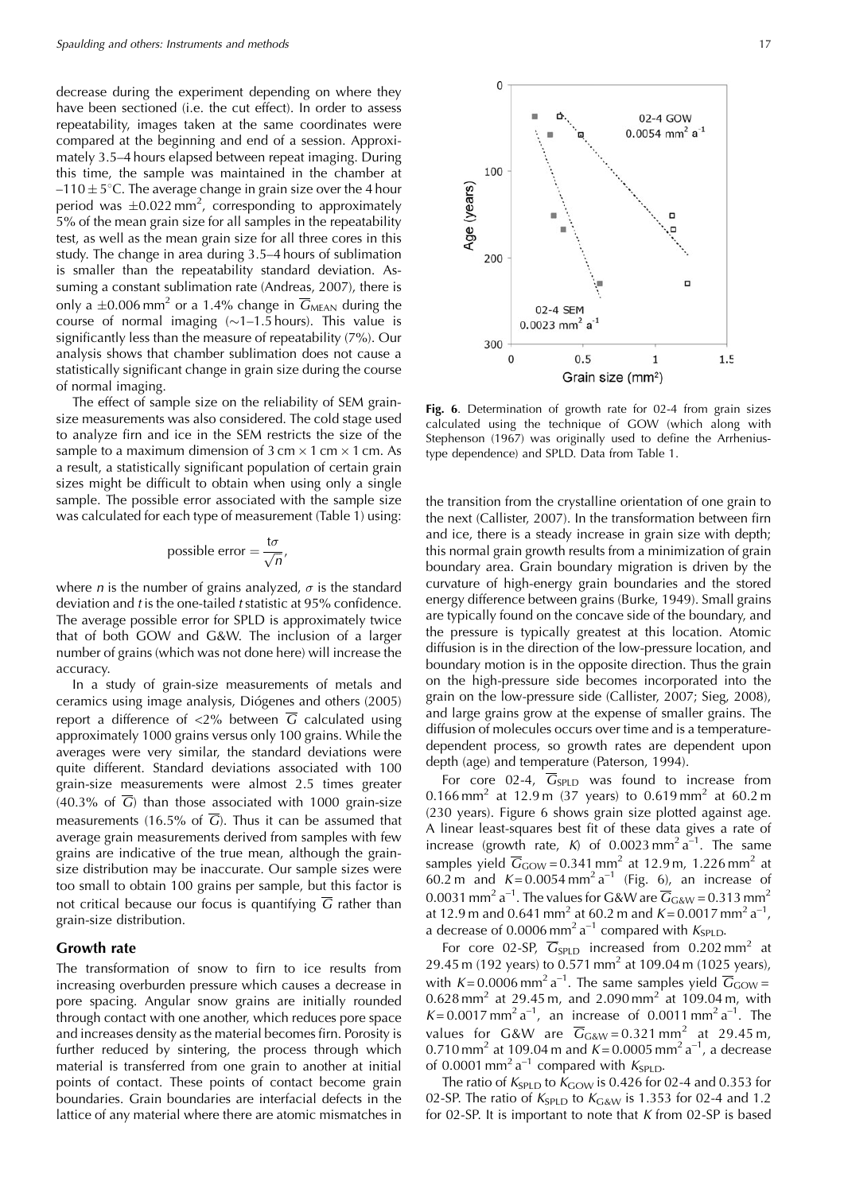decrease during the experiment depending on where they have been sectioned (i.e. the cut effect). In order to assess repeatability, images taken at the same coordinates were compared at the beginning and end of a session. Approximately 3.5–4 hours elapsed between repeat imaging. During this time, the sample was maintained in the chamber at $-110 \pm 5^{\circ}$C. The average change in grain size over the 4 hour period was $\pm 0.022\,\text{mm}^2$, corresponding to approximately 5% of the mean grain size for all samples in the repeatability test, as well as the mean grain size for all three cores in this study. The change in area during 3.5–4 hours of sublimation is smaller than the repeatability standard deviation. Assuming a constant sublimation rate (Andreas, 2007), there is only a $\pm 0.006\,\text{mm}^2$ or a 1.4% change in $\overline{G}_{\text{MEAN}}$ during the course of normal imaging (~1–1.5 hours). This value is significantly less than the measure of repeatability (7%). Our analysis shows that chamber sublimation does not cause a statistically significant change in grain size during the course of normal imaging.

The effect of sample size on the reliability of SEM grain-size measurements was also considered. The cold stage used to analyze firn and ice in the SEM restricts the size of the sample to a maximum dimension of 3 cm × 1 cm × 1 cm. As a result, a statistically significant population of certain grain sizes might be difficult to obtain when using only a single sample. The possible error associated with the sample size was calculated for each type of measurement (Table 1) using:

$$\text{possible error} = \frac{t\sigma}{\sqrt{n}},$$

where $n$ is the number of grains analyzed, $\sigma$ is the standard deviation and $t$ is the one-tailed $t$ statistic at 95% confidence. The average possible error for SPLD is approximately twice that of both GOW and G&W. The inclusion of a larger number of grains (which was not done here) will increase the accuracy.

In a study of grain-size measurements of metals and ceramics using image analysis, Diógenes and others (2005) report a difference of <2% between $\overline{G}$ calculated using approximately 1000 grains versus only 100 grains. While the averages were very similar, the standard deviations were quite different. Standard deviations associated with 100 grain-size measurements were almost 2.5 times greater (40.3% of $\overline{G}$) than those associated with 1000 grain-size measurements (16.5% of $\overline{G}$). Thus it can be assumed that average grain measurements derived from samples with few grains are indicative of the true mean, although the grain-size distribution may be inaccurate. Our sample sizes were too small to obtain 100 grains per sample, but this factor is not critical because our focus is quantifying $\overline{G}$ rather than grain-size distribution.

## Growth rate

The transformation of snow to firn to ice results from increasing overburden pressure which causes a decrease in pore spacing. Angular snow grains are initially rounded through contact with one another, which reduces pore space and increases density as the material becomes firn. Porosity is further reduced by sintering, the process through which material is transferred from one grain to another at initial points of contact. These points of contact become grain boundaries. Grain boundaries are interfacial defects in the lattice of any material where there are atomic mismatches in the transition from the crystalline orientation of one grain to the next (Callister, 2007). In the transformation between firn and ice, there is a steady increase in grain size with depth; this normal grain growth results from a minimization of grain boundary area. Grain boundary migration is driven by the curvature of high-energy grain boundaries and the stored energy difference between grains (Burke, 1949). Small grains are typically found on the concave side of the boundary, and the pressure is typically greatest at this location. Atomic diffusion is in the direction of the low-pressure location, and boundary motion is in the opposite direction. Thus the grain on the high-pressure side becomes incorporated into the grain on the low-pressure side (Callister, 2007; Sieg, 2008), and large grains grow at the expense of smaller grains. The diffusion of molecules occurs over time and is a temperature-dependent process, so growth rates are dependent upon depth (age) and temperature (Paterson, 1994).

**Fig. 6**. Determination of growth rate for 02-4 from grain sizes calculated using the technique of GOW (which along with Stephenson (1967) was originally used to define the Arrhenius-type dependence) and SPLD. Data from Table 1.

For core 02-4, $\overline{G}_{\text{SPLD}}$ was found to increase from $0.166\,\text{mm}^2$ at 12.9 m (37 years) to $0.619\,\text{mm}^2$ at 60.2 m (230 years). Figure 6 shows grain size plotted against age. A linear least-squares best fit of these data gives a rate of increase (growth rate, $K$) of $0.0023\,\text{mm}^2\,\text{a}^{-1}$. The same samples yield $\overline{G}_{\text{GOW}} = 0.341\,\text{mm}^2$ at 12.9 m, $1.226\,\text{mm}^2$ at 60.2 m and $K = 0.0054\,\text{mm}^2\,\text{a}^{-1}$ (Fig. 6), an increase of $0.0031\,\text{mm}^2\,\text{a}^{-1}$. The values for G&W are $\overline{G}_{\text{G\&W}} = 0.313\,\text{mm}^2$ at 12.9 m and $0.641\,\text{mm}^2$ at 60.2 m and $K = 0.0017\,\text{mm}^2\,\text{a}^{-1}$, a decrease of $0.0006\,\text{mm}^2\,\text{a}^{-1}$ compared with $K_{\text{SPLD}}$.

For core 02-SP, $\overline{G}_{\text{SPLD}}$ increased from $0.202\,\text{mm}^2$ at 29.45 m (192 years) to $0.571\,\text{mm}^2$ at 109.04 m (1025 years), with $K = 0.0006\,\text{mm}^2\,\text{a}^{-1}$. The same samples yield $\overline{G}_{\text{GOW}} = 0.628\,\text{mm}^2$ at 29.45 m, and $2.090\,\text{mm}^2$ at 109.04 m, with $K = 0.0017\,\text{mm}^2\,\text{a}^{-1}$, an increase of $0.0011\,\text{mm}^2\,\text{a}^{-1}$. The values for G&W are $\overline{G}_{\text{G\&W}} = 0.321\,\text{mm}^2$ at 29.45 m, $0.710\,\text{mm}^2$ at 109.04 m and $K = 0.0005\,\text{mm}^2\,\text{a}^{-1}$, a decrease of $0.0001\,\text{mm}^2\,\text{a}^{-1}$ compared with $K_{\text{SPLD}}$.

The ratio of $K_{\text{SPLD}}$ to $K_{\text{GOW}}$ is 0.426 for 02-4 and 0.353 for 02-SP. The ratio of $K_{\text{SPLD}}$ to $K_{\text{G\&W}}$ is 1.353 for 02-4 and 1.2 for 02-SP. It is important to note that $K$ from 02-SP is based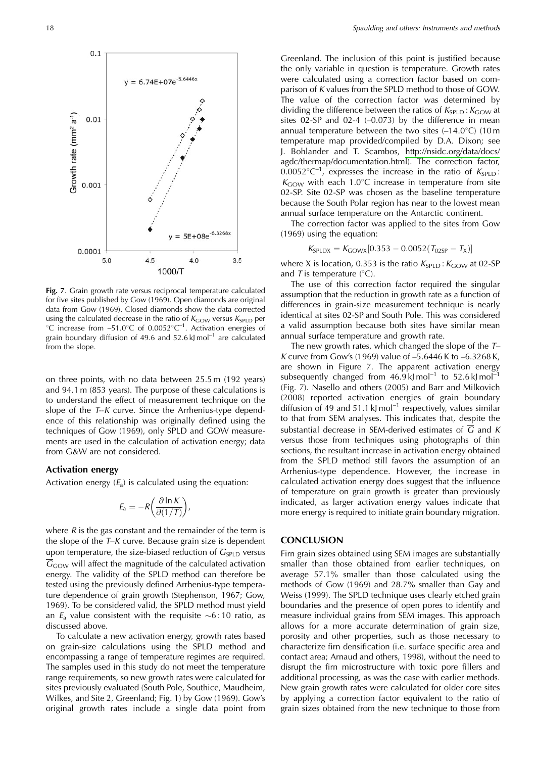Fig. 7. Grain growth rate versus reciprocal temperature calculated for five sites published by Gow (1969). Open diamonds are original data from Gow (1969). Closed diamonds show the data corrected using the calculated decrease in the ratio of $K_{GOW}$ versus $K_{SPLD}$ per °C increase from –51.0°C of 0.0052°C$^{-1}$. Activation energies of grain boundary diffusion of 49.6 and 52.6 kJ mol$^{-1}$ are calculated from the slope.

on three points, with no data between 25.5 m (192 years) and 94.1 m (853 years). The purpose of these calculations is to understand the effect of measurement technique on the slope of the *T*–*K* curve. Since the Arrhenius-type dependence of this relationship was originally defined using the techniques of Gow (1969), only SPLD and GOW measurements are used in the calculation of activation energy; data from G&W are not considered.

### Activation energy

Activation energy ($E_a$) is calculated using the equation:

$$E_a = -R\left(\frac{\partial \ln K}{\partial(1/T)}\right),$$

where *R* is the gas constant and the remainder of the term is the slope of the *T*–*K* curve. Because grain size is dependent upon temperature, the size-biased reduction of $\overline{G}_{SPLD}$ versus $\overline{G}_{GOW}$ will affect the magnitude of the calculated activation energy. The validity of the SPLD method can therefore be tested using the previously defined Arrhenius-type temperature dependence of grain growth (Stephenson, 1967; Gow, 1969). To be considered valid, the SPLD method must yield an $E_a$ value consistent with the requisite ~6 : 10 ratio, as discussed above.

To calculate a new activation energy, growth rates based on grain-size calculations using the SPLD method and encompassing a range of temperature regimes are required. The samples used in this study do not meet the temperature range requirements, so new growth rates were calculated for sites previously evaluated (South Pole, Southice, Maudheim, Wilkes, and Site 2, Greenland; Fig. 1) by Gow (1969). Gow's original growth rates include a single data point from Greenland. The inclusion of this point is justified because the only variable in question is temperature. Growth rates were calculated using a correction factor based on comparison of *K* values from the SPLD method to those of GOW. The value of the correction factor was determined by dividing the difference between the ratios of $K_{SPLD} : K_{GOW}$ at sites 02-SP and 02-4 (–0.073) by the difference in mean annual temperature between the two sites (–14.0°C) (10 m temperature map provided/compiled by D.A. Dixon; see J. Bohlander and T. Scambos, http://nsidc.org/data/docs/agdc/thermap/documentation.html). The correction factor, 0.0052°C$^{-1}$, expresses the increase in the ratio of $K_{SPLD}$ : $K_{GOW}$ with each 1.0°C increase in temperature from site 02-SP. Site 02-SP was chosen as the baseline temperature because the South Polar region has near to the lowest mean annual surface temperature on the Antarctic continent.

The correction factor was applied to the sites from Gow (1969) using the equation:

$$K_{SPLDX} = K_{GOWX}[0.353 - 0.0052(T_{02SP} - T_X)]$$

where X is location, 0.353 is the ratio $K_{SPLD} : K_{GOW}$ at 02-SP and *T* is temperature (°C).

The use of this correction factor required the singular assumption that the reduction in growth rate as a function of differences in grain-size measurement technique is nearly identical at sites 02-SP and South Pole. This was considered a valid assumption because both sites have similar mean annual surface temperature and growth rate.

The new growth rates, which changed the slope of the *T*–*K* curve from Gow's (1969) value of –5.6446 K to –6.3268 K, are shown in Figure 7. The apparent activation energy subsequently changed from 46.9 kJ mol$^{-1}$ to 52.6 kJ mol$^{-1}$ (Fig. 7). Nasello and others (2005) and Barr and Milkovich (2008) reported activation energies of grain boundary diffusion of 49 and 51.1 kJ mol$^{-1}$ respectively, values similar to that from SEM analyses. This indicates that, despite the substantial decrease in SEM-derived estimates of $\overline{G}$ and *K* versus those from techniques using photographs of thin sections, the resultant increase in activation energy obtained from the SPLD method still favors the assumption of an Arrhenius-type dependence. However, the increase in calculated activation energy does suggest that the influence of temperature on grain growth is greater than previously indicated, as larger activation energy values indicate that more energy is required to initiate grain boundary migration.

## CONCLUSION

Firn grain sizes obtained using SEM images are substantially smaller than those obtained from earlier techniques, on average 57.1% smaller than those calculated using the methods of Gow (1969) and 28.7% smaller than Gay and Weiss (1999). The SPLD technique uses clearly etched grain boundaries and the presence of open pores to identify and measure individual grains from SEM images. This approach allows for a more accurate determination of grain size, porosity and other properties, such as those necessary to characterize firn densification (i.e. surface specific area and contact area; Arnaud and others, 1998), without the need to disrupt the firn microstructure with toxic pore fillers and additional processing, as was the case with earlier methods. New grain growth rates were calculated for older core sites by applying a correction factor equivalent to the ratio of grain sizes obtained from the new technique to those from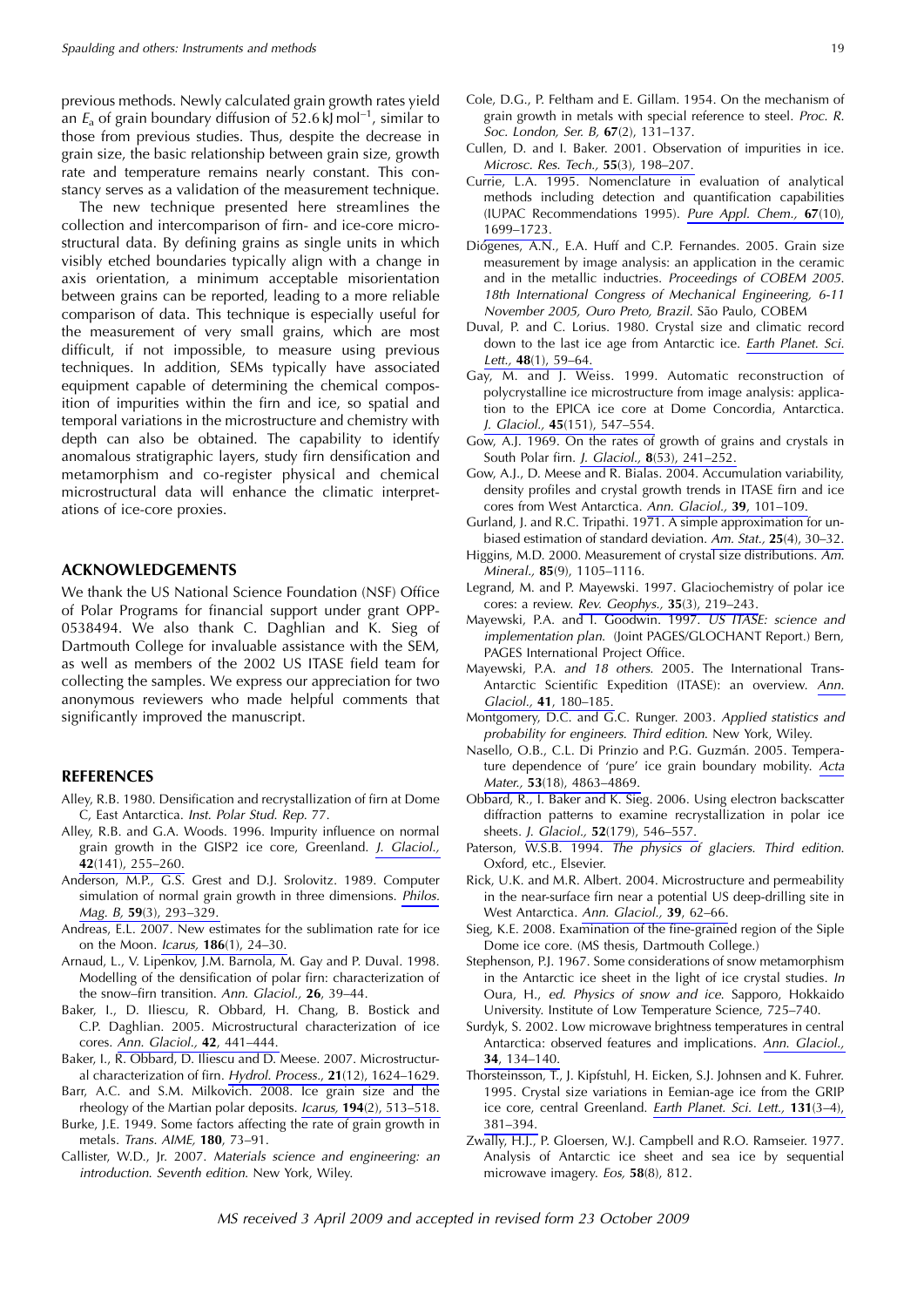previous methods. Newly calculated grain growth rates yield an $E_a$ of grain boundary diffusion of 52.6 kJ mol$^{-1}$, similar to those from previous studies. Thus, despite the decrease in grain size, the basic relationship between grain size, growth rate and temperature remains nearly constant. This constancy serves as a validation of the measurement technique.

The new technique presented here streamlines the collection and intercomparison of firn- and ice-core microstructural data. By defining grains as single units in which visibly etched boundaries typically align with a change in axis orientation, a minimum acceptable misorientation between grains can be reported, leading to a more reliable comparison of data. This technique is especially useful for the measurement of very small grains, which are most difficult, if not impossible, to measure using previous techniques. In addition, SEMs typically have associated equipment capable of determining the chemical composition of impurities within the firn and ice, so spatial and temporal variations in the microstructure and chemistry with depth can also be obtained. The capability to identify anomalous stratigraphic layers, study firn densification and metamorphism and co-register physical and chemical microstructural data will enhance the climatic interpretations of ice-core proxies.

## ACKNOWLEDGEMENTS

We thank the US National Science Foundation (NSF) Office of Polar Programs for financial support under grant OPP-0538494. We also thank C. Daghlian and K. Sieg of Dartmouth College for invaluable assistance with the SEM, as well as members of the 2002 US ITASE field team for collecting the samples. We express our appreciation for two anonymous reviewers who made helpful comments that significantly improved the manuscript.

## REFERENCES

Alley, R.B. 1980. Densification and recrystallization of firn at Dome C, East Antarctica. *Inst. Polar Stud. Rep.* 77.

Alley, R.B. and G.A. Woods. 1996. Impurity influence on normal grain growth in the GISP2 ice core, Greenland. *J. Glaciol.,* **42**(141), 255–260.

Anderson, M.P., G.S. Grest and D.J. Srolovitz. 1989. Computer simulation of normal grain growth in three dimensions. *Philos. Mag. B,* **59**(3), 293–329.

Andreas, E.L. 2007. New estimates for the sublimation rate for ice on the Moon. *Icarus,* **186**(1), 24–30.

Arnaud, L., V. Lipenkov, J.M. Barnola, M. Gay and P. Duval. 1998. Modelling of the densification of polar firn: characterization of the snow–firn transition. *Ann. Glaciol.,* **26**, 39–44.

Baker, I., D. Iliescu, R. Obbard, H. Chang, B. Bostick and C.P. Daghlian. 2005. Microstructural characterization of ice cores. *Ann. Glaciol.,* **42**, 441–444.

Baker, I., R. Obbard, D. Iliescu and D. Meese. 2007. Microstructural characterization of firn. *Hydrol. Process.,* **21**(12), 1624–1629.

Barr, A.C. and S.M. Milkovich. 2008. Ice grain size and the rheology of the Martian polar deposits. *Icarus,* **194**(2), 513–518.

Burke, J.E. 1949. Some factors affecting the rate of grain growth in metals. *Trans. AIME,* **180**, 73–91.

Callister, W.D., Jr. 2007. *Materials science and engineering: an introduction. Seventh edition.* New York, Wiley.

Cole, D.G., P. Feltham and E. Gillam. 1954. On the mechanism of grain growth in metals with special reference to steel. *Proc. R. Soc. London, Ser. B,* **67**(2), 131–137.

Cullen, D. and I. Baker. 2001. Observation of impurities in ice. *Microsc. Res. Tech.,* **55**(3), 198–207.

Currie, L.A. 1995. Nomenclature in evaluation of analytical methods including detection and quantification capabilities (IUPAC Recommendations 1995). *Pure Appl. Chem.,* **67**(10), 1699–1723.

Diógenes, A.N., E.A. Huff and C.P. Fernandes. 2005. Grain size measurement by image analysis: an application in the ceramic and in the metallic inductries. *Proceedings of COBEM 2005. 18th International Congress of Mechanical Engineering, 6-11 November 2005, Ouro Preto, Brazil.* São Paulo, COBEM

Duval, P. and C. Lorius. 1980. Crystal size and climatic record down to the last ice age from Antarctic ice. *Earth Planet. Sci. Lett.,* **48**(1), 59–64.

Gay, M. and J. Weiss. 1999. Automatic reconstruction of polycrystalline ice microstructure from image analysis: application to the EPICA ice core at Dome Concordia, Antarctica. *J. Glaciol.,* **45**(151), 547–554.

Gow, A.J. 1969. On the rates of growth of grains and crystals in South Polar firn. *J. Glaciol.,* **8**(53), 241–252.

Gow, A.J., D. Meese and R. Bialas. 2004. Accumulation variability, density profiles and crystal growth trends in ITASE firn and ice cores from West Antarctica. *Ann. Glaciol.,* **39**, 101–109.

Gurland, J. and R.C. Tripathi. 1971. A simple approximation for unbiased estimation of standard deviation. *Am. Stat.,* **25**(4), 30–32.

Higgins, M.D. 2000. Measurement of crystal size distributions. *Am. Mineral.,* **85**(9), 1105–1116.

Legrand, M. and P. Mayewski. 1997. Glaciochemistry of polar ice cores: a review. *Rev. Geophys.,* **35**(3), 219–243.

Mayewski, P.A. and I. Goodwin. 1997. *US ITASE: science and implementation plan.* (Joint PAGES/GLOCHANT Report.) Bern, PAGES International Project Office.

Mayewski, P.A. *and 18 others.* 2005. The International Trans-Antarctic Scientific Expedition (ITASE): an overview. *Ann. Glaciol.,* **41**, 180–185.

Montgomery, D.C. and G.C. Runger. 2003. *Applied statistics and probability for engineers. Third edition.* New York, Wiley.

Nasello, O.B., C.L. Di Prinzio and P.G. Guzmán. 2005. Temperature dependence of 'pure' ice grain boundary mobility. *Acta Mater.,* **53**(18), 4863–4869.

Obbard, R., I. Baker and K. Sieg. 2006. Using electron backscatter diffraction patterns to examine recrystallization in polar ice sheets. *J. Glaciol.,* **52**(179), 546–557.

Paterson, W.S.B. 1994. *The physics of glaciers. Third edition.* Oxford, etc., Elsevier.

Rick, U.K. and M.R. Albert. 2004. Microstructure and permeability in the near-surface firn near a potential US deep-drilling site in West Antarctica. *Ann. Glaciol.,* **39**, 62–66.

Sieg, K.E. 2008. Examination of the fine-grained region of the Siple Dome ice core. (MS thesis, Dartmouth College.)

Stephenson, P.J. 1967. Some considerations of snow metamorphism in the Antarctic ice sheet in the light of ice crystal studies. *In* Oura, H., *ed. Physics of snow and ice.* Sapporo, Hokkaido University. Institute of Low Temperature Science, 725–740.

Surdyk, S. 2002. Low microwave brightness temperatures in central Antarctica: observed features and implications. *Ann. Glaciol.,* **34**, 134–140.

Thorsteinsson, T., J. Kipfstuhl, H. Eicken, S.J. Johnsen and K. Fuhrer. 1995. Crystal size variations in Eemian-age ice from the GRIP ice core, central Greenland. *Earth Planet. Sci. Lett.,* **131**(3–4), 381–394.

Zwally, H.J., P. Gloersen, W.J. Campbell and R.O. Ramseier. 1977. Analysis of Antarctic ice sheet and sea ice by sequential microwave imagery. *Eos,* **58**(8), 812.

*MS received 3 April 2009 and accepted in revised form 23 October 2009*